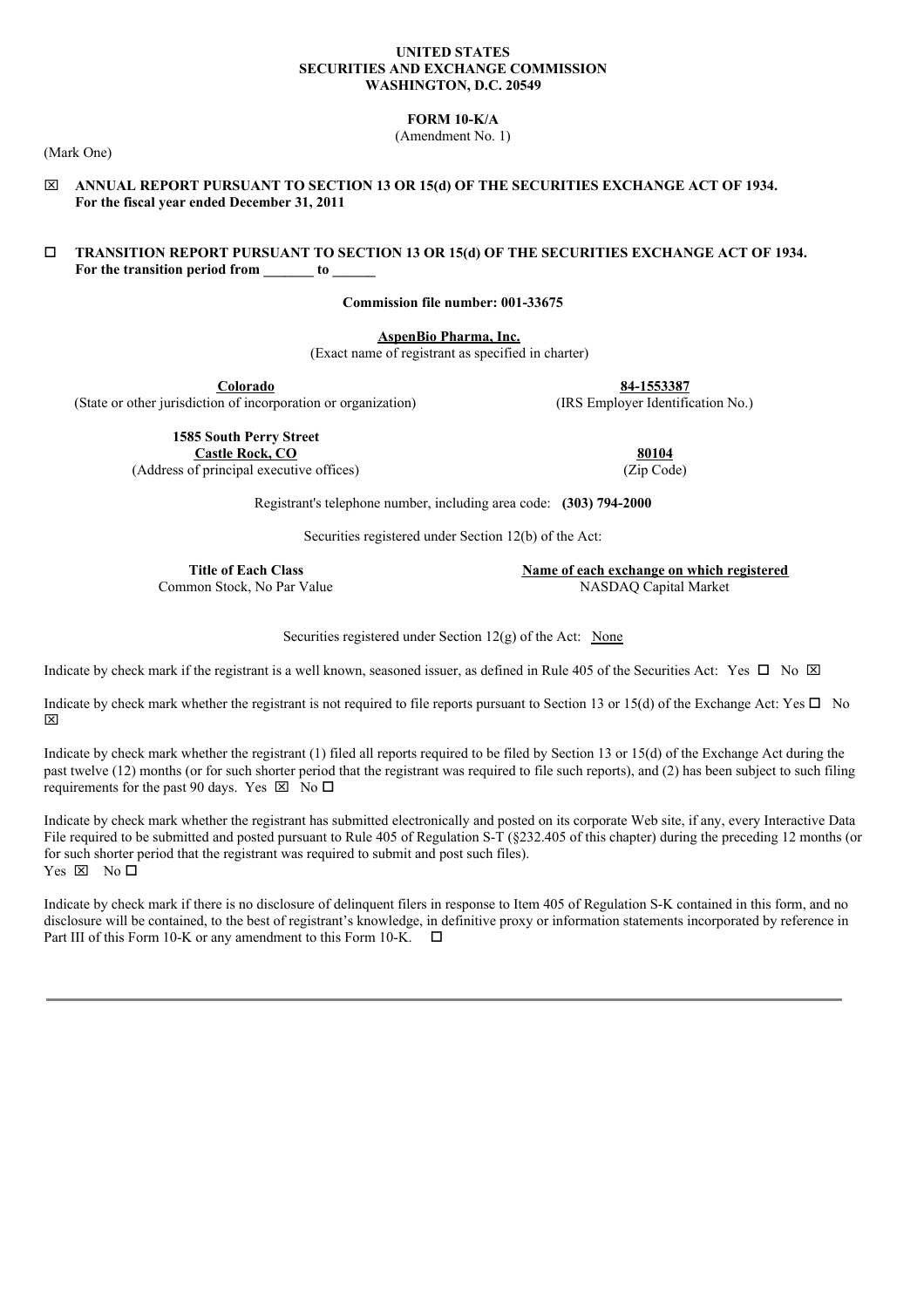**UNITED STATES**
**SECURITIES AND EXCHANGE COMMISSION**
**WASHINGTON, D.C. 20549**

**FORM 10-K/A**
(Amendment No. 1)

(Mark One)

☒ **ANNUAL REPORT PURSUANT TO SECTION 13 OR 15(d) OF THE SECURITIES EXCHANGE ACT OF 1934.**
**For the fiscal year ended December 31, 2011**

☐ **TRANSITION REPORT PURSUANT TO SECTION 13 OR 15(d) OF THE SECURITIES EXCHANGE ACT OF 1934.**
**For the transition period from _______ to ______**

**Commission file number: 001-33675**

**AspenBio Pharma, Inc.**
(Exact name of registrant as specified in charter)

| **Colorado** | **84-1553387** |
|---|---|
| (State or other jurisdiction of incorporation or organization) | (IRS Employer Identification No.) |

| **1585 South Perry Street** **Castle Rock, CO** | **80104** |
|---|---|
| (Address of principal executive offices) | (Zip Code) |

Registrant's telephone number, including area code: **(303) 794-2000**

Securities registered under Section 12(b) of the Act:

| **Title of Each Class** | **Name of each exchange on which registered** |
|---|---|
| Common Stock, No Par Value | NASDAQ Capital Market |

Securities registered under Section 12(g) of the Act: None

Indicate by check mark if the registrant is a well known, seasoned issuer, as defined in Rule 405 of the Securities Act: Yes ☐ No ☒

Indicate by check mark whether the registrant is not required to file reports pursuant to Section 13 or 15(d) of the Exchange Act: Yes ☐ No ☒

Indicate by check mark whether the registrant (1) filed all reports required to be filed by Section 13 or 15(d) of the Exchange Act during the past twelve (12) months (or for such shorter period that the registrant was required to file such reports), and (2) has been subject to such filing requirements for the past 90 days. Yes ☒ No ☐

Indicate by check mark whether the registrant has submitted electronically and posted on its corporate Web site, if any, every Interactive Data File required to be submitted and posted pursuant to Rule 405 of Regulation S-T (§232.405 of this chapter) during the preceding 12 months (or for such shorter period that the registrant was required to submit and post such files).
Yes ☒ No ☐

Indicate by check mark if there is no disclosure of delinquent filers in response to Item 405 of Regulation S-K contained in this form, and no disclosure will be contained, to the best of registrant's knowledge, in definitive proxy or information statements incorporated by reference in Part III of this Form 10-K or any amendment to this Form 10-K. ☐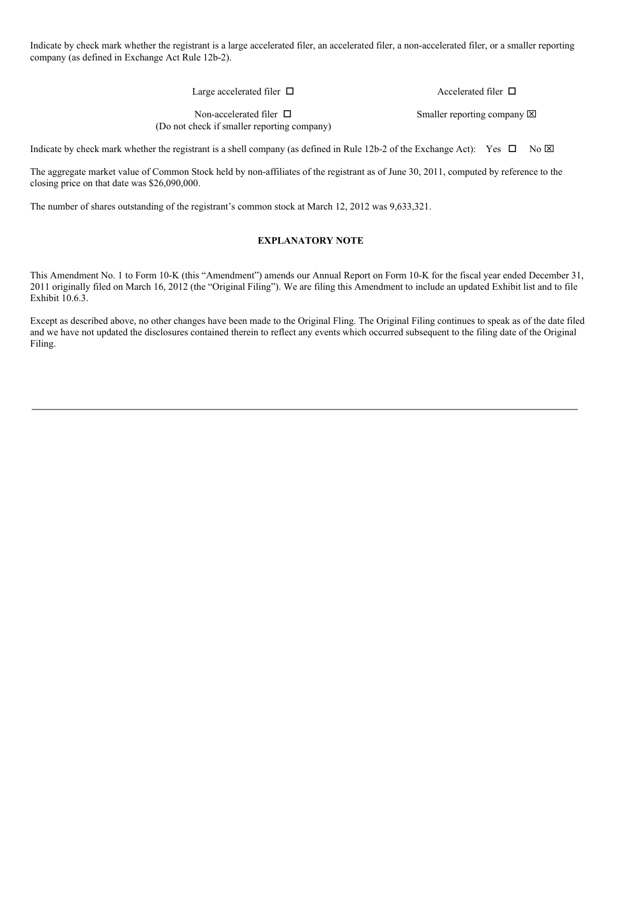Indicate by check mark whether the registrant is a large accelerated filer, an accelerated filer, a non-accelerated filer, or a smaller reporting company (as defined in Exchange Act Rule 12b-2).

| | |
|---|---|
| Large accelerated filer ☐ | Accelerated filer ☐ |
| Non-accelerated filer ☐ (Do not check if smaller reporting company) | Smaller reporting company ☒ |

Indicate by check mark whether the registrant is a shell company (as defined in Rule 12b-2 of the Exchange Act): Yes ☐ No ☒

The aggregate market value of Common Stock held by non-affiliates of the registrant as of June 30, 2011, computed by reference to the closing price on that date was $26,090,000.

The number of shares outstanding of the registrant's common stock at March 12, 2012 was 9,633,321.

**EXPLANATORY NOTE**

This Amendment No. 1 to Form 10-K (this "Amendment") amends our Annual Report on Form 10-K for the fiscal year ended December 31, 2011 originally filed on March 16, 2012 (the "Original Filing"). We are filing this Amendment to include an updated Exhibit list and to file Exhibit 10.6.3.

Except as described above, no other changes have been made to the Original Fling. The Original Filing continues to speak as of the date filed and we have not updated the disclosures contained therein to reflect any events which occurred subsequent to the filing date of the Original Filing.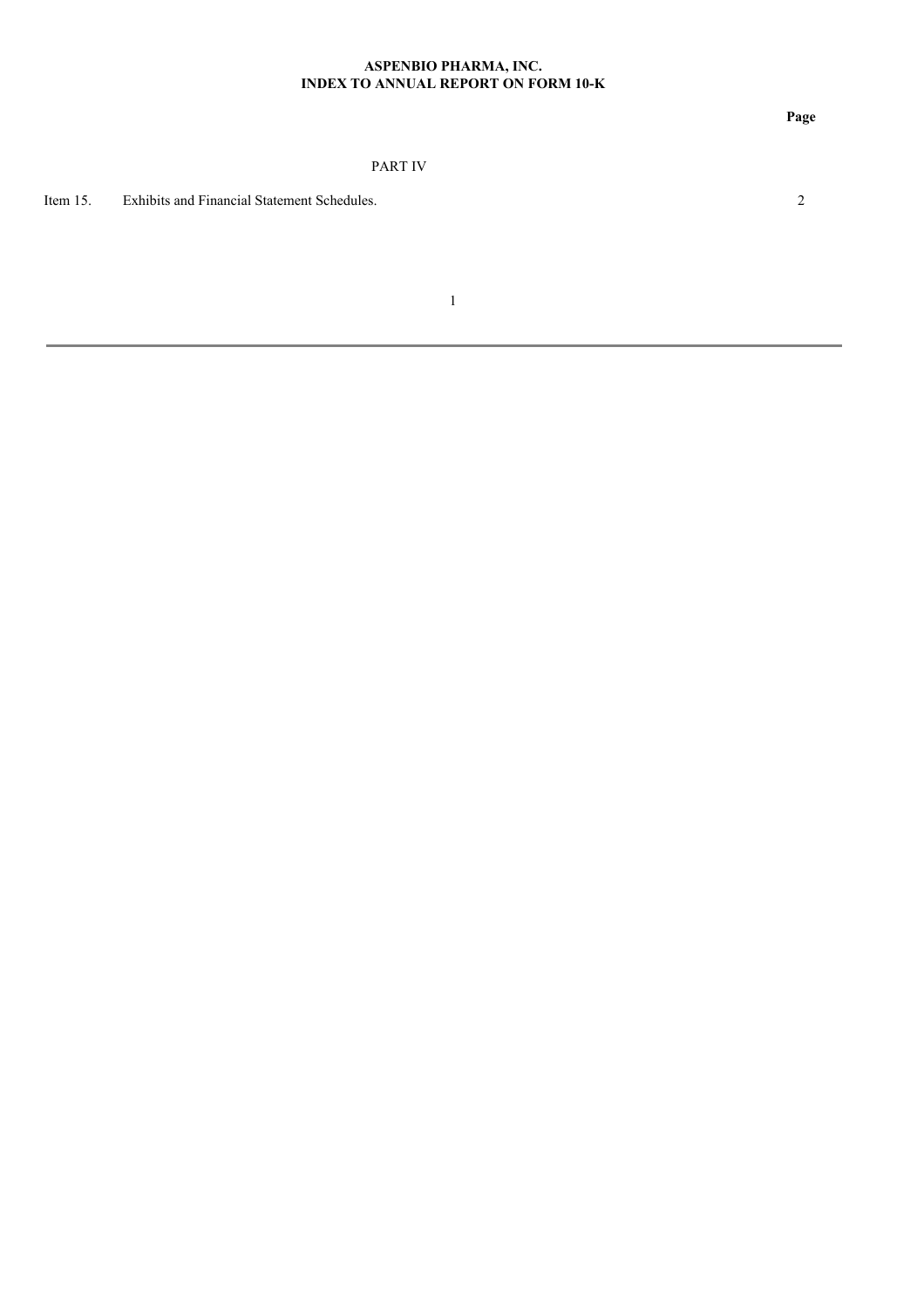**ASPENBIO PHARMA, INC.**
**INDEX TO ANNUAL REPORT ON FORM 10-K**

| | | Page |
|---|---|---|
| | PART IV | |
| Item 15. | Exhibits and Financial Statement Schedules. | 2 |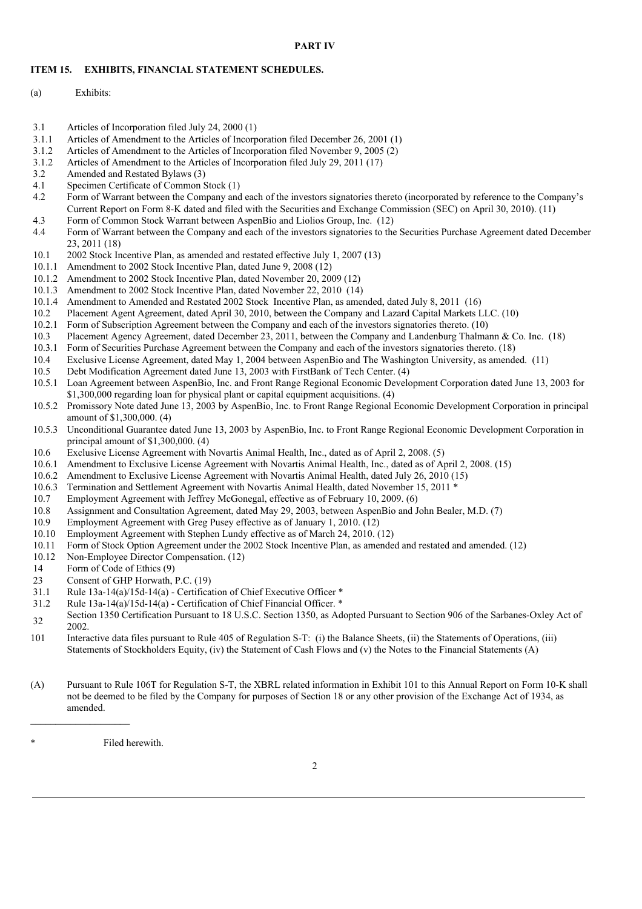**PART IV**

**ITEM 15. EXHIBITS, FINANCIAL STATEMENT SCHEDULES.**

(a) Exhibits:

| | |
|---|---|
| 3.1 | Articles of Incorporation filed July 24, 2000 (1) |
| 3.1.1 | Articles of Amendment to the Articles of Incorporation filed December 26, 2001 (1) |
| 3.1.2 | Articles of Amendment to the Articles of Incorporation filed November 9, 2005 (2) |
| 3.1.2 | Articles of Amendment to the Articles of Incorporation filed July 29, 2011 (17) |
| 3.2 | Amended and Restated Bylaws (3) |
| 4.1 | Specimen Certificate of Common Stock (1) |
| 4.2 | Form of Warrant between the Company and each of the investors signatories thereto (incorporated by reference to the Company's Current Report on Form 8-K dated and filed with the Securities and Exchange Commission (SEC) on April 30, 2010). (11) |
| 4.3 | Form of Common Stock Warrant between AspenBio and Liolios Group, Inc. (12) |
| 4.4 | Form of Warrant between the Company and each of the investors signatories to the Securities Purchase Agreement dated December 23, 2011 (18) |
| 10.1 | 2002 Stock Incentive Plan, as amended and restated effective July 1, 2007 (13) |
| 10.1.1 | Amendment to 2002 Stock Incentive Plan, dated June 9, 2008 (12) |
| 10.1.2 | Amendment to 2002 Stock Incentive Plan, dated November 20, 2009 (12) |
| 10.1.3 | Amendment to 2002 Stock Incentive Plan, dated November 22, 2010 (14) |
| 10.1.4 | Amendment to Amended and Restated 2002 Stock Incentive Plan, as amended, dated July 8, 2011 (16) |
| 10.2 | Placement Agent Agreement, dated April 30, 2010, between the Company and Lazard Capital Markets LLC. (10) |
| 10.2.1 | Form of Subscription Agreement between the Company and each of the investors signatories thereto. (10) |
| 10.3 | Placement Agency Agreement, dated December 23, 2011, between the Company and Landenburg Thalmann & Co. Inc. (18) |
| 10.3.1 | Form of Securities Purchase Agreement between the Company and each of the investors signatories thereto. (18) |
| 10.4 | Exclusive License Agreement, dated May 1, 2004 between AspenBio and The Washington University, as amended. (11) |
| 10.5 | Debt Modification Agreement dated June 13, 2003 with FirstBank of Tech Center. (4) |
| 10.5.1 | Loan Agreement between AspenBio, Inc. and Front Range Regional Economic Development Corporation dated June 13, 2003 for $1,300,000 regarding loan for physical plant or capital equipment acquisitions. (4) |
| 10.5.2 | Promissory Note dated June 13, 2003 by AspenBio, Inc. to Front Range Regional Economic Development Corporation in principal amount of $1,300,000. (4) |
| 10.5.3 | Unconditional Guarantee dated June 13, 2003 by AspenBio, Inc. to Front Range Regional Economic Development Corporation in principal amount of $1,300,000. (4) |
| 10.6 | Exclusive License Agreement with Novartis Animal Health, Inc., dated as of April 2, 2008. (5) |
| 10.6.1 | Amendment to Exclusive License Agreement with Novartis Animal Health, Inc., dated as of April 2, 2008. (15) |
| 10.6.2 | Amendment to Exclusive License Agreement with Novartis Animal Health, dated July 26, 2010 (15) |
| 10.6.3 | Termination and Settlement Agreement with Novartis Animal Health, dated November 15, 2011 * |
| 10.7 | Employment Agreement with Jeffrey McGonegal, effective as of February 10, 2009. (6) |
| 10.8 | Assignment and Consultation Agreement, dated May 29, 2003, between AspenBio and John Bealer, M.D. (7) |
| 10.9 | Employment Agreement with Greg Pusey effective as of January 1, 2010. (12) |
| 10.10 | Employment Agreement with Stephen Lundy effective as of March 24, 2010. (12) |
| 10.11 | Form of Stock Option Agreement under the 2002 Stock Incentive Plan, as amended and restated and amended. (12) |
| 10.12 | Non-Employee Director Compensation. (12) |
| 14 | Form of Code of Ethics (9) |
| 23 | Consent of GHP Horwath, P.C. (19) |
| 31.1 | Rule 13a-14(a)/15d-14(a) - Certification of Chief Executive Officer * |
| 31.2 | Rule 13a-14(a)/15d-14(a) - Certification of Chief Financial Officer. * |
| 32 | Section 1350 Certification Pursuant to 18 U.S.C. Section 1350, as Adopted Pursuant to Section 906 of the Sarbanes-Oxley Act of 2002. |
| 101 | Interactive data files pursuant to Rule 405 of Regulation S-T: (i) the Balance Sheets, (ii) the Statements of Operations, (iii) Statements of Stockholders Equity, (iv) the Statement of Cash Flows and (v) the Notes to the Financial Statements (A) |

(A) Pursuant to Rule 106T for Regulation S-T, the XBRL related information in Exhibit 101 to this Annual Report on Form 10-K shall not be deemed to be filed by the Company for purposes of Section 18 or any other provision of the Exchange Act of 1934, as amended.

---

\* Filed herewith.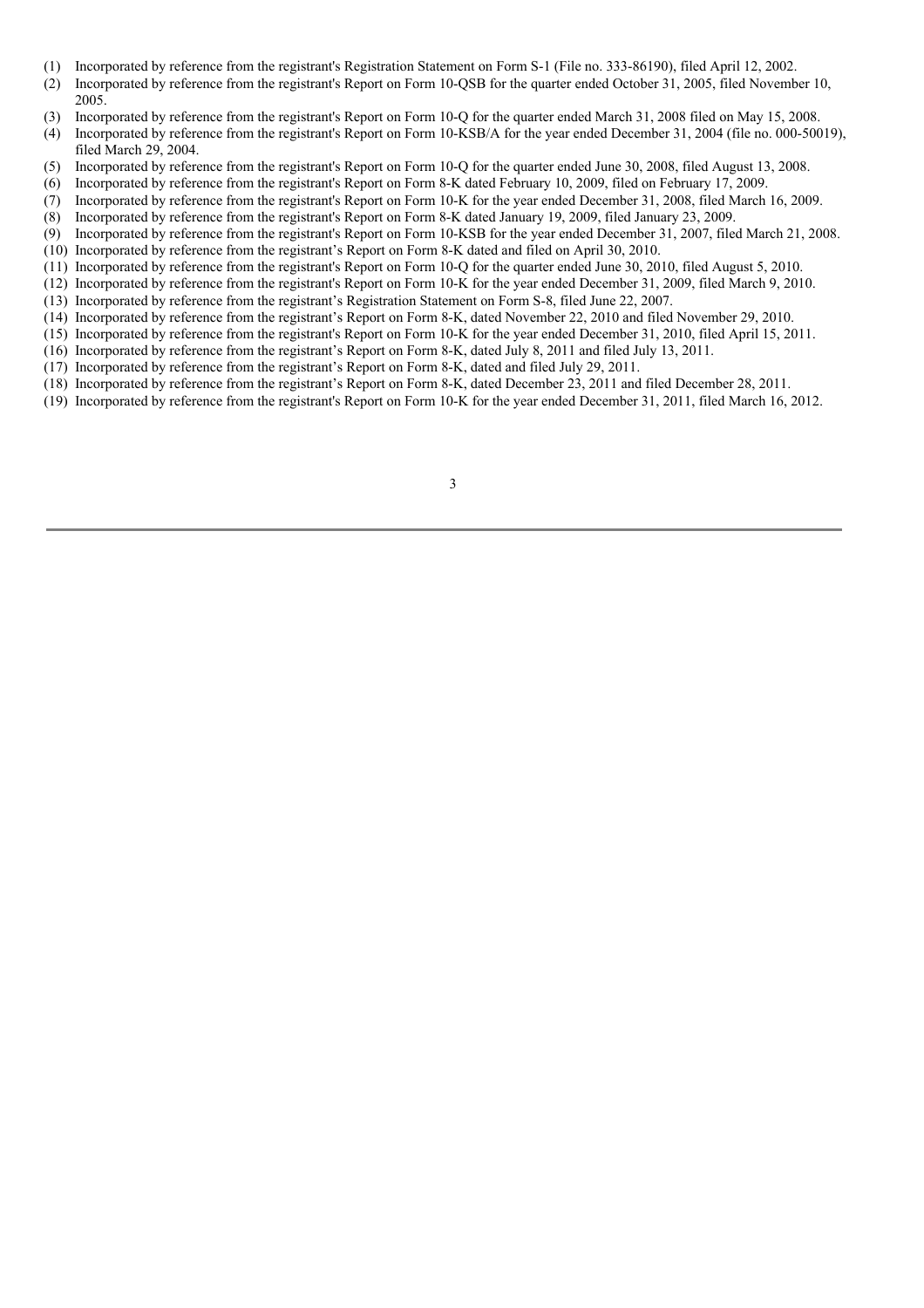(1) Incorporated by reference from the registrant's Registration Statement on Form S-1 (File no. 333-86190), filed April 12, 2002.

(2) Incorporated by reference from the registrant's Report on Form 10-QSB for the quarter ended October 31, 2005, filed November 10, 2005.

(3) Incorporated by reference from the registrant's Report on Form 10-Q for the quarter ended March 31, 2008 filed on May 15, 2008.

(4) Incorporated by reference from the registrant's Report on Form 10-KSB/A for the year ended December 31, 2004 (file no. 000-50019), filed March 29, 2004.

(5) Incorporated by reference from the registrant's Report on Form 10-Q for the quarter ended June 30, 2008, filed August 13, 2008.

(6) Incorporated by reference from the registrant's Report on Form 8-K dated February 10, 2009, filed on February 17, 2009.

(7) Incorporated by reference from the registrant's Report on Form 10-K for the year ended December 31, 2008, filed March 16, 2009.

(8) Incorporated by reference from the registrant's Report on Form 8-K dated January 19, 2009, filed January 23, 2009.

(9) Incorporated by reference from the registrant's Report on Form 10-KSB for the year ended December 31, 2007, filed March 21, 2008.

(10) Incorporated by reference from the registrant's Report on Form 8-K dated and filed on April 30, 2010.

(11) Incorporated by reference from the registrant's Report on Form 10-Q for the quarter ended June 30, 2010, filed August 5, 2010.

(12) Incorporated by reference from the registrant's Report on Form 10-K for the year ended December 31, 2009, filed March 9, 2010.

(13) Incorporated by reference from the registrant's Registration Statement on Form S-8, filed June 22, 2007.

(14) Incorporated by reference from the registrant's Report on Form 8-K, dated November 22, 2010 and filed November 29, 2010.

(15) Incorporated by reference from the registrant's Report on Form 10-K for the year ended December 31, 2010, filed April 15, 2011.

(16) Incorporated by reference from the registrant's Report on Form 8-K, dated July 8, 2011 and filed July 13, 2011.

(17) Incorporated by reference from the registrant's Report on Form 8-K, dated and filed July 29, 2011.

(18) Incorporated by reference from the registrant's Report on Form 8-K, dated December 23, 2011 and filed December 28, 2011.

(19) Incorporated by reference from the registrant's Report on Form 10-K for the year ended December 31, 2011, filed March 16, 2012.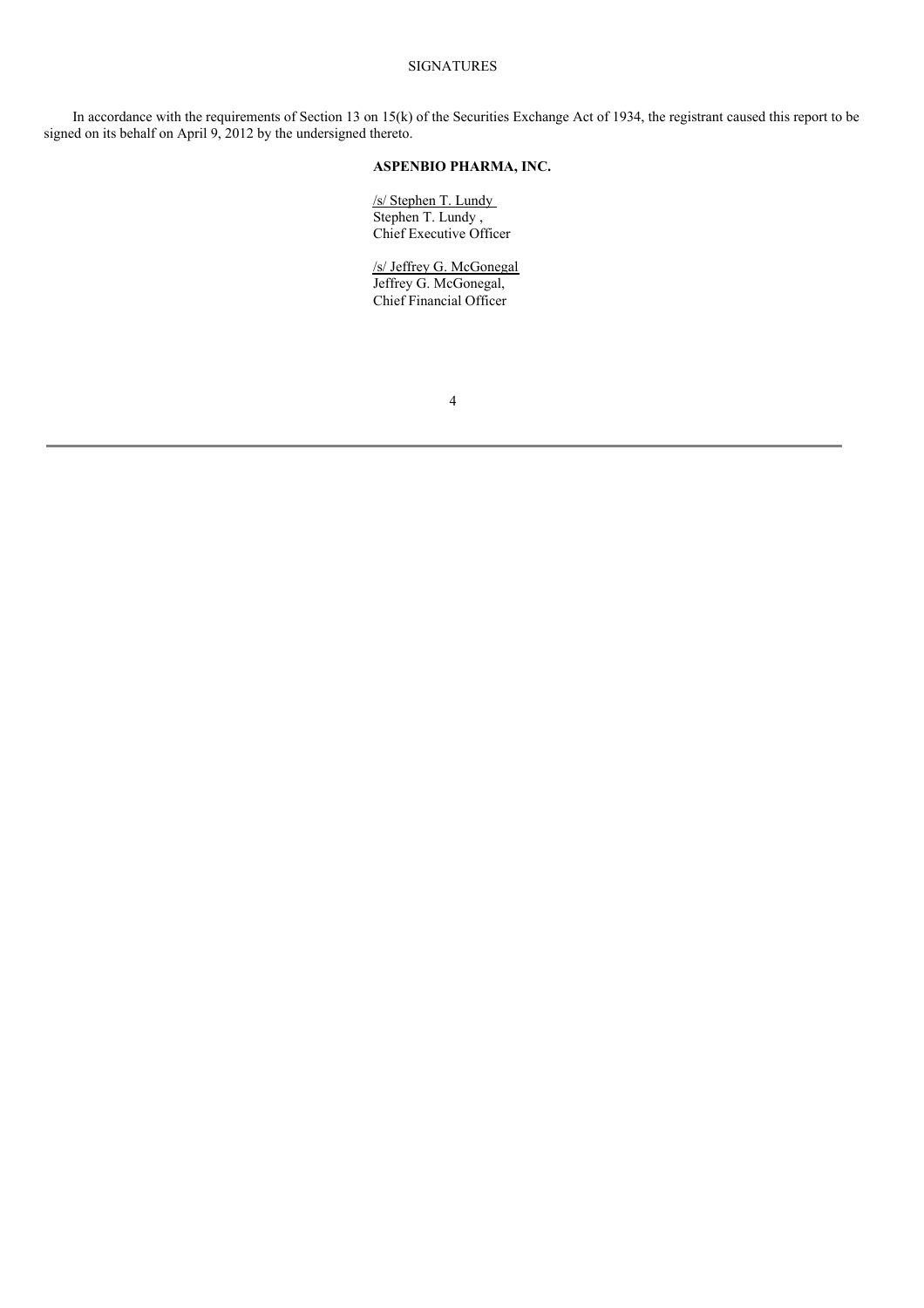SIGNATURES

In accordance with the requirements of Section 13 on 15(k) of the Securities Exchange Act of 1934, the registrant caused this report to be signed on its behalf on April 9, 2012 by the undersigned thereto.

**ASPENBIO PHARMA, INC.**

/s/ Stephen T. Lundy
Stephen T. Lundy ,
Chief Executive Officer

/s/ Jeffrey G. McGonegal
Jeffrey G. McGonegal,
Chief Financial Officer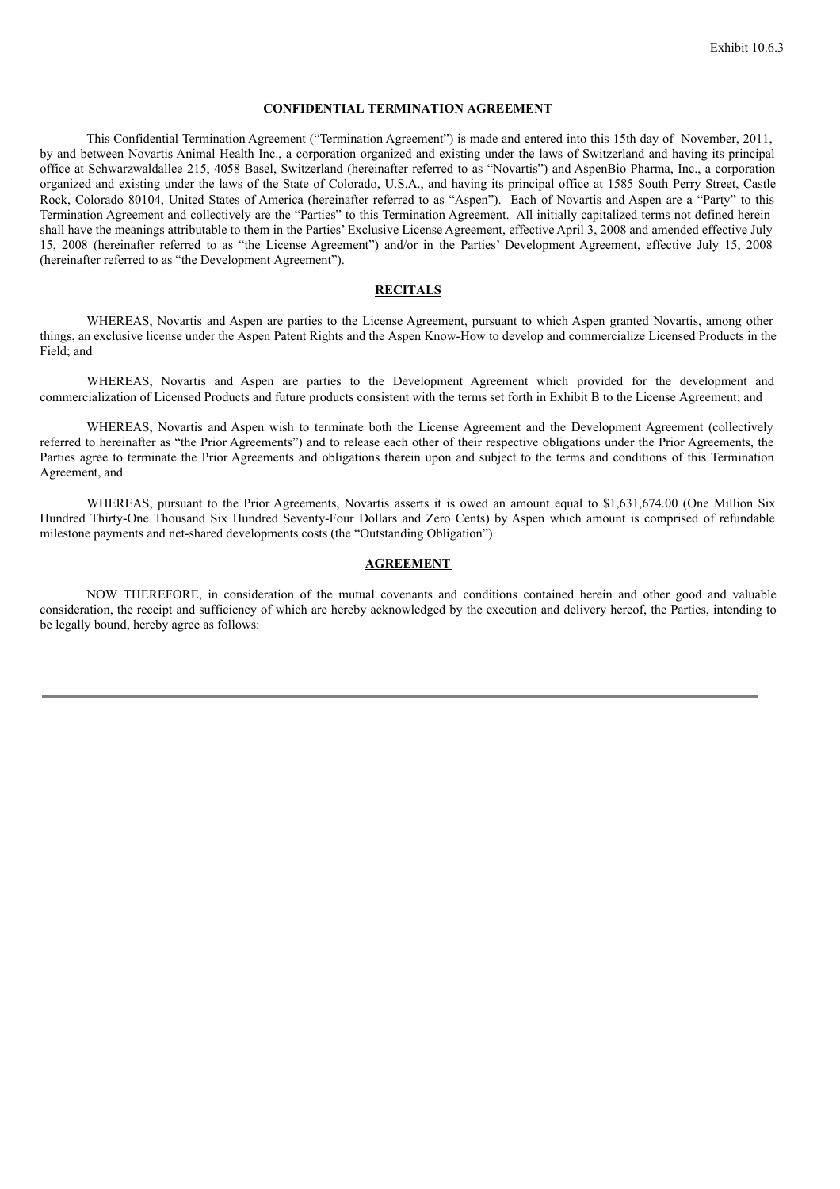Exhibit 10.6.3

**CONFIDENTIAL TERMINATION AGREEMENT**

This Confidential Termination Agreement ("Termination Agreement") is made and entered into this 15th day of November, 2011, by and between Novartis Animal Health Inc., a corporation organized and existing under the laws of Switzerland and having its principal office at Schwarzwaldallee 215, 4058 Basel, Switzerland (hereinafter referred to as "Novartis") and AspenBio Pharma, Inc., a corporation organized and existing under the laws of the State of Colorado, U.S.A., and having its principal office at 1585 South Perry Street, Castle Rock, Colorado 80104, United States of America (hereinafter referred to as "Aspen"). Each of Novartis and Aspen are a "Party" to this Termination Agreement and collectively are the "Parties" to this Termination Agreement. All initially capitalized terms not defined herein shall have the meanings attributable to them in the Parties' Exclusive License Agreement, effective April 3, 2008 and amended effective July 15, 2008 (hereinafter referred to as "the License Agreement") and/or in the Parties' Development Agreement, effective July 15, 2008 (hereinafter referred to as "the Development Agreement").

**RECITALS**

WHEREAS, Novartis and Aspen are parties to the License Agreement, pursuant to which Aspen granted Novartis, among other things, an exclusive license under the Aspen Patent Rights and the Aspen Know-How to develop and commercialize Licensed Products in the Field; and

WHEREAS, Novartis and Aspen are parties to the Development Agreement which provided for the development and commercialization of Licensed Products and future products consistent with the terms set forth in Exhibit B to the License Agreement; and

WHEREAS, Novartis and Aspen wish to terminate both the License Agreement and the Development Agreement (collectively referred to hereinafter as "the Prior Agreements") and to release each other of their respective obligations under the Prior Agreements, the Parties agree to terminate the Prior Agreements and obligations therein upon and subject to the terms and conditions of this Termination Agreement, and

WHEREAS, pursuant to the Prior Agreements, Novartis asserts it is owed an amount equal to $1,631,674.00 (One Million Six Hundred Thirty-One Thousand Six Hundred Seventy-Four Dollars and Zero Cents) by Aspen which amount is comprised of refundable milestone payments and net-shared developments costs (the "Outstanding Obligation").

**AGREEMENT**

NOW THEREFORE, in consideration of the mutual covenants and conditions contained herein and other good and valuable consideration, the receipt and sufficiency of which are hereby acknowledged by the execution and delivery hereof, the Parties, intending to be legally bound, hereby agree as follows: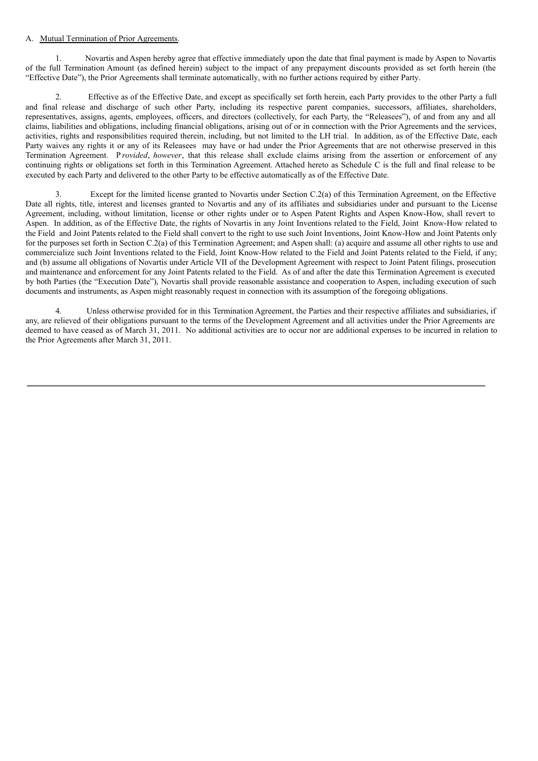A. Mutual Termination of Prior Agreements.

1. Novartis and Aspen hereby agree that effective immediately upon the date that final payment is made by Aspen to Novartis of the full Termination Amount (as defined herein) subject to the impact of any prepayment discounts provided as set forth herein (the "Effective Date"), the Prior Agreements shall terminate automatically, with no further actions required by either Party.

2. Effective as of the Effective Date, and except as specifically set forth herein, each Party provides to the other Party a full and final release and discharge of such other Party, including its respective parent companies, successors, affiliates, shareholders, representatives, assigns, agents, employees, officers, and directors (collectively, for each Party, the "Releasees"), of and from any and all claims, liabilities and obligations, including financial obligations, arising out of or in connection with the Prior Agreements and the services, activities, rights and responsibilities required therein, including, but not limited to the LH trial. In addition, as of the Effective Date, each Party waives any rights it or any of its Releasees may have or had under the Prior Agreements that are not otherwise preserved in this Termination Agreement. *Provided*, *however*, that this release shall exclude claims arising from the assertion or enforcement of any continuing rights or obligations set forth in this Termination Agreement. Attached hereto as Schedule C is the full and final release to be executed by each Party and delivered to the other Party to be effective automatically as of the Effective Date.

3. Except for the limited license granted to Novartis under Section C.2(a) of this Termination Agreement, on the Effective Date all rights, title, interest and licenses granted to Novartis and any of its affiliates and subsidiaries under and pursuant to the License Agreement, including, without limitation, license or other rights under or to Aspen Patent Rights and Aspen Know-How, shall revert to Aspen. In addition, as of the Effective Date, the rights of Novartis in any Joint Inventions related to the Field, Joint Know-How related to the Field and Joint Patents related to the Field shall convert to the right to use such Joint Inventions, Joint Know-How and Joint Patents only for the purposes set forth in Section C.2(a) of this Termination Agreement; and Aspen shall: (a) acquire and assume all other rights to use and commercialize such Joint Inventions related to the Field, Joint Know-How related to the Field and Joint Patents related to the Field, if any; and (b) assume all obligations of Novartis under Article VII of the Development Agreement with respect to Joint Patent filings, prosecution and maintenance and enforcement for any Joint Patents related to the Field. As of and after the date this Termination Agreement is executed by both Parties (the "Execution Date"), Novartis shall provide reasonable assistance and cooperation to Aspen, including execution of such documents and instruments, as Aspen might reasonably request in connection with its assumption of the foregoing obligations.

4. Unless otherwise provided for in this Termination Agreement, the Parties and their respective affiliates and subsidiaries, if any, are relieved of their obligations pursuant to the terms of the Development Agreement and all activities under the Prior Agreements are deemed to have ceased as of March 31, 2011. No additional activities are to occur nor are additional expenses to be incurred in relation to the Prior Agreements after March 31, 2011.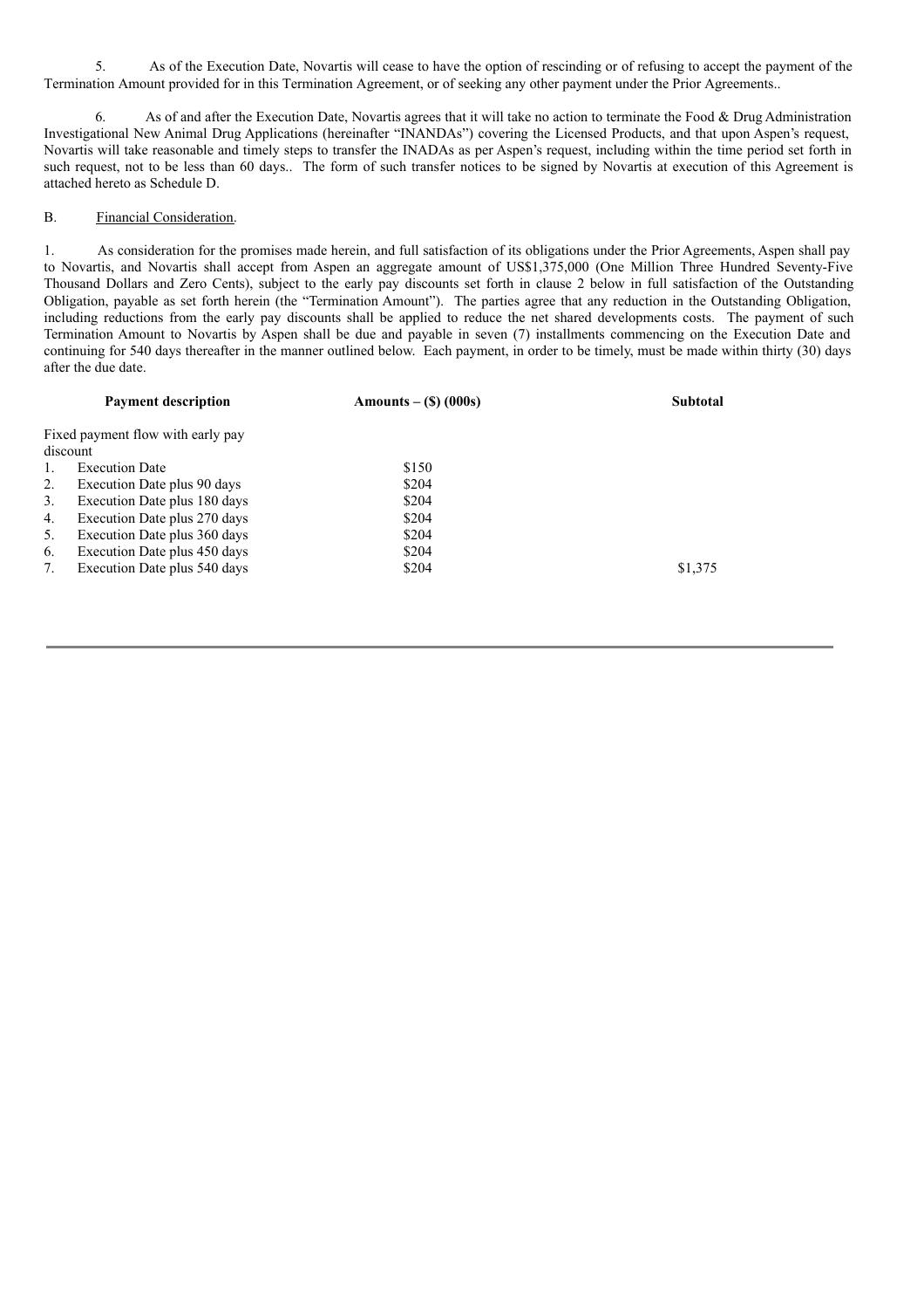5. As of the Execution Date, Novartis will cease to have the option of rescinding or of refusing to accept the payment of the Termination Amount provided for in this Termination Agreement, or of seeking any other payment under the Prior Agreements..

6. As of and after the Execution Date, Novartis agrees that it will take no action to terminate the Food & Drug Administration Investigational New Animal Drug Applications (hereinafter "INANDAs") covering the Licensed Products, and that upon Aspen's request, Novartis will take reasonable and timely steps to transfer the INADAs as per Aspen's request, including within the time period set forth in such request, not to be less than 60 days.. The form of such transfer notices to be signed by Novartis at execution of this Agreement is attached hereto as Schedule D.

B. Financial Consideration.

1. As consideration for the promises made herein, and full satisfaction of its obligations under the Prior Agreements, Aspen shall pay to Novartis, and Novartis shall accept from Aspen an aggregate amount of US$1,375,000 (One Million Three Hundred Seventy-Five Thousand Dollars and Zero Cents), subject to the early pay discounts set forth in clause 2 below in full satisfaction of the Outstanding Obligation, payable as set forth herein (the "Termination Amount"). The parties agree that any reduction in the Outstanding Obligation, including reductions from the early pay discounts shall be applied to reduce the net shared developments costs. The payment of such Termination Amount to Novartis by Aspen shall be due and payable in seven (7) installments commencing on the Execution Date and continuing for 540 days thereafter in the manner outlined below. Each payment, in order to be timely, must be made within thirty (30) days after the due date.

| Payment description | Amounts – ($) (000s) | Subtotal |
|---|---|---|
| Fixed payment flow with early pay discount | | |
| 1. Execution Date | $150 | |
| 2. Execution Date plus 90 days | $204 | |
| 3. Execution Date plus 180 days | $204 | |
| 4. Execution Date plus 270 days | $204 | |
| 5. Execution Date plus 360 days | $204 | |
| 6. Execution Date plus 450 days | $204 | |
| 7. Execution Date plus 540 days | $204 | $1,375 |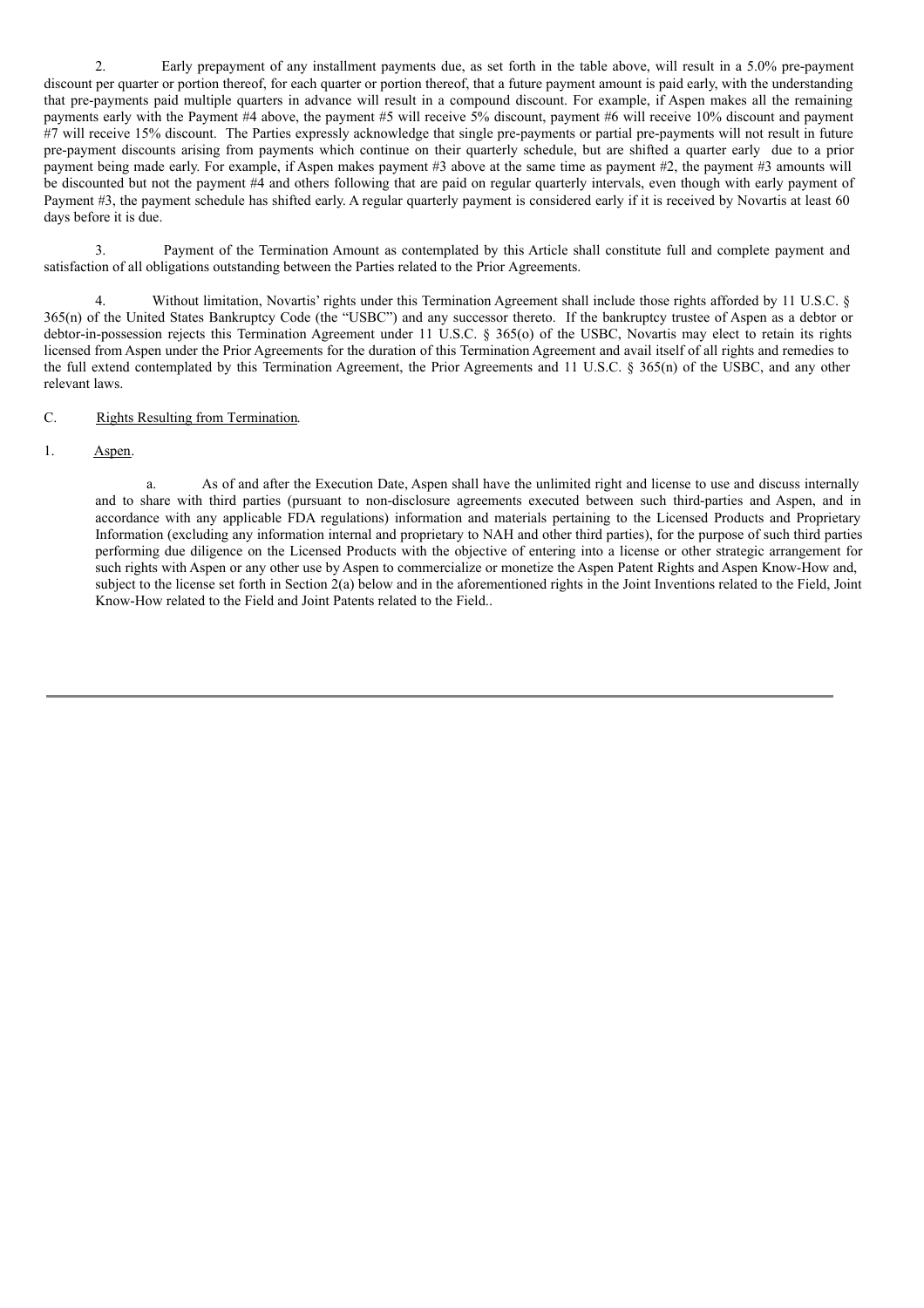2. Early prepayment of any installment payments due, as set forth in the table above, will result in a 5.0% pre-payment discount per quarter or portion thereof, for each quarter or portion thereof, that a future payment amount is paid early, with the understanding that pre-payments paid multiple quarters in advance will result in a compound discount. For example, if Aspen makes all the remaining payments early with the Payment #4 above, the payment #5 will receive 5% discount, payment #6 will receive 10% discount and payment #7 will receive 15% discount. The Parties expressly acknowledge that single pre-payments or partial pre-payments will not result in future pre-payment discounts arising from payments which continue on their quarterly schedule, but are shifted a quarter early due to a prior payment being made early. For example, if Aspen makes payment #3 above at the same time as payment #2, the payment #3 amounts will be discounted but not the payment #4 and others following that are paid on regular quarterly intervals, even though with early payment of Payment #3, the payment schedule has shifted early. A regular quarterly payment is considered early if it is received by Novartis at least 60 days before it is due.

3. Payment of the Termination Amount as contemplated by this Article shall constitute full and complete payment and satisfaction of all obligations outstanding between the Parties related to the Prior Agreements.

4. Without limitation, Novartis' rights under this Termination Agreement shall include those rights afforded by 11 U.S.C. § 365(n) of the United States Bankruptcy Code (the "USBC") and any successor thereto. If the bankruptcy trustee of Aspen as a debtor or debtor-in-possession rejects this Termination Agreement under 11 U.S.C. § 365(o) of the USBC, Novartis may elect to retain its rights licensed from Aspen under the Prior Agreements for the duration of this Termination Agreement and avail itself of all rights and remedies to the full extend contemplated by this Termination Agreement, the Prior Agreements and 11 U.S.C. § 365(n) of the USBC, and any other relevant laws.

C. Rights Resulting from Termination.

1. Aspen.

a. As of and after the Execution Date, Aspen shall have the unlimited right and license to use and discuss internally and to share with third parties (pursuant to non-disclosure agreements executed between such third-parties and Aspen, and in accordance with any applicable FDA regulations) information and materials pertaining to the Licensed Products and Proprietary Information (excluding any information internal and proprietary to NAH and other third parties), for the purpose of such third parties performing due diligence on the Licensed Products with the objective of entering into a license or other strategic arrangement for such rights with Aspen or any other use by Aspen to commercialize or monetize the Aspen Patent Rights and Aspen Know-How and, subject to the license set forth in Section 2(a) below and in the aforementioned rights in the Joint Inventions related to the Field, Joint Know-How related to the Field and Joint Patents related to the Field..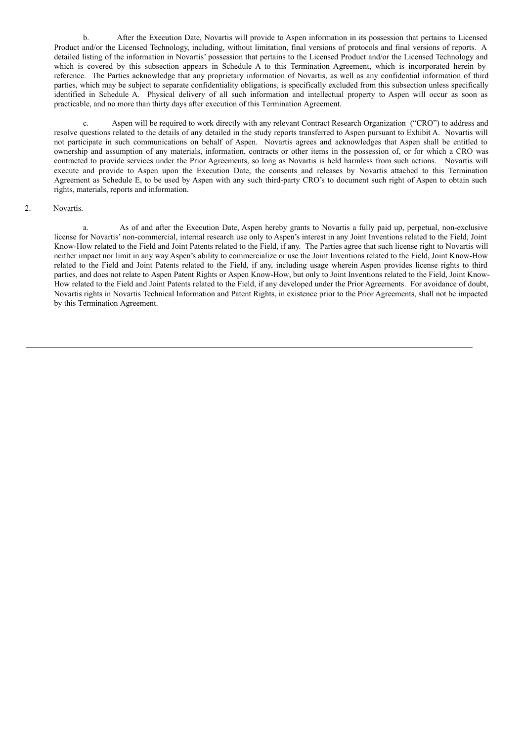b. After the Execution Date, Novartis will provide to Aspen information in its possession that pertains to Licensed Product and/or the Licensed Technology, including, without limitation, final versions of protocols and final versions of reports. A detailed listing of the information in Novartis' possession that pertains to the Licensed Product and/or the Licensed Technology and which is covered by this subsection appears in Schedule A to this Termination Agreement, which is incorporated herein by reference. The Parties acknowledge that any proprietary information of Novartis, as well as any confidential information of third parties, which may be subject to separate confidentiality obligations, is specifically excluded from this subsection unless specifically identified in Schedule A. Physical delivery of all such information and intellectual property to Aspen will occur as soon as practicable, and no more than thirty days after execution of this Termination Agreement.

c. Aspen will be required to work directly with any relevant Contract Research Organization ("CRO") to address and resolve questions related to the details of any detailed in the study reports transferred to Aspen pursuant to Exhibit A. Novartis will not participate in such communications on behalf of Aspen. Novartis agrees and acknowledges that Aspen shall be entitled to ownership and assumption of any materials, information, contracts or other items in the possession of, or for which a CRO was contracted to provide services under the Prior Agreements, so long as Novartis is held harmless from such actions. Novartis will execute and provide to Aspen upon the Execution Date, the consents and releases by Novartis attached to this Termination Agreement as Schedule E, to be used by Aspen with any such third-party CRO's to document such right of Aspen to obtain such rights, materials, reports and information.

2. Novartis.

a. As of and after the Execution Date, Aspen hereby grants to Novartis a fully paid up, perpetual, non-exclusive license for Novartis' non-commercial, internal research use only to Aspen's interest in any Joint Inventions related to the Field, Joint Know-How related to the Field and Joint Patents related to the Field, if any. The Parties agree that such license right to Novartis will neither impact nor limit in any way Aspen's ability to commercialize or use the Joint Inventions related to the Field, Joint Know-How related to the Field and Joint Patents related to the Field, if any, including usage wherein Aspen provides license rights to third parties, and does not relate to Aspen Patent Rights or Aspen Know-How, but only to Joint Inventions related to the Field, Joint Know-How related to the Field and Joint Patents related to the Field, if any developed under the Prior Agreements. For avoidance of doubt, Novartis rights in Novartis Technical Information and Patent Rights, in existence prior to the Prior Agreements, shall not be impacted by this Termination Agreement.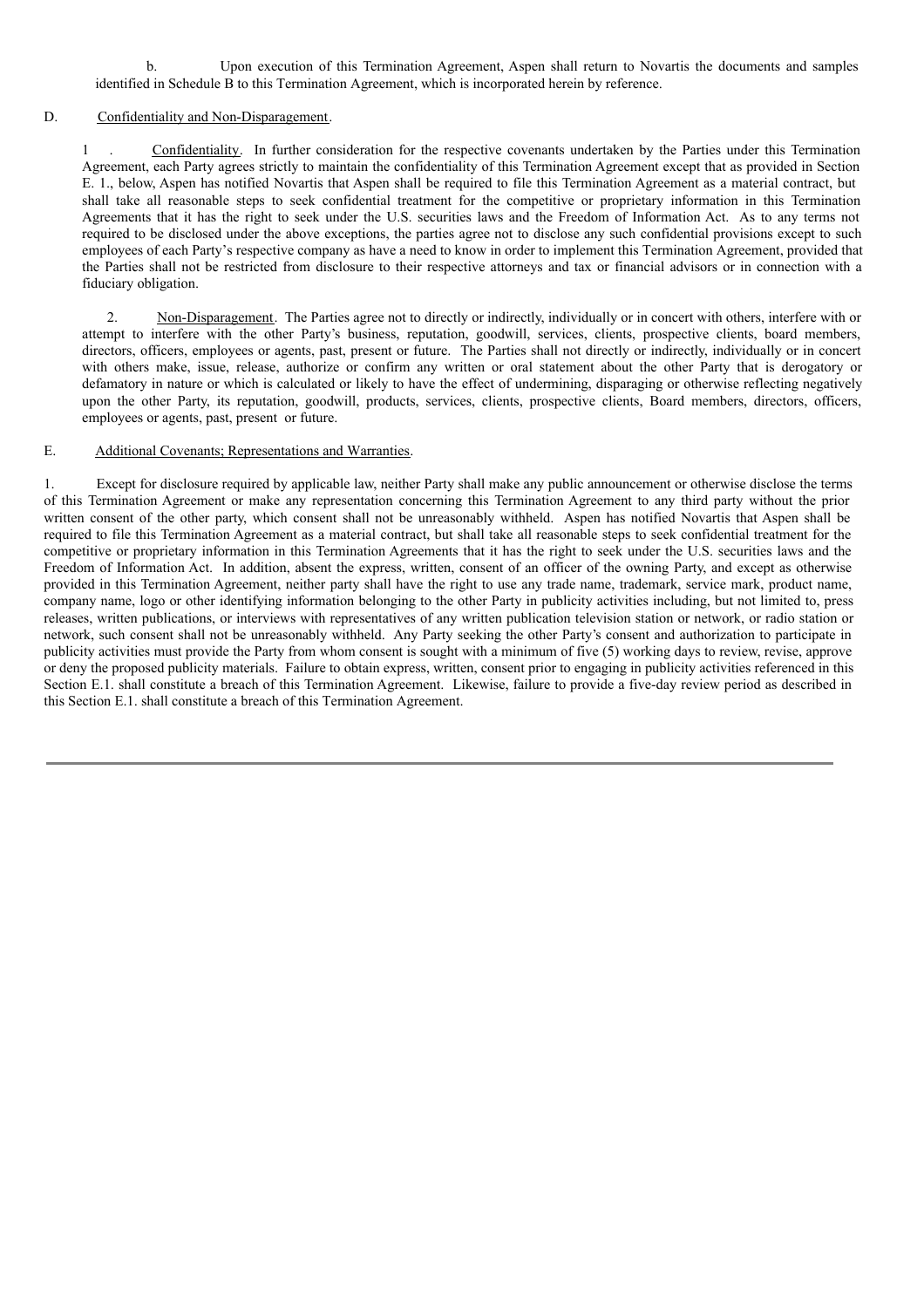b. Upon execution of this Termination Agreement, Aspen shall return to Novartis the documents and samples identified in Schedule B to this Termination Agreement, which is incorporated herein by reference.

D. Confidentiality and Non-Disparagement.

1. Confidentiality. In further consideration for the respective covenants undertaken by the Parties under this Termination Agreement, each Party agrees strictly to maintain the confidentiality of this Termination Agreement except that as provided in Section E. 1., below, Aspen has notified Novartis that Aspen shall be required to file this Termination Agreement as a material contract, but shall take all reasonable steps to seek confidential treatment for the competitive or proprietary information in this Termination Agreements that it has the right to seek under the U.S. securities laws and the Freedom of Information Act. As to any terms not required to be disclosed under the above exceptions, the parties agree not to disclose any such confidential provisions except to such employees of each Party's respective company as have a need to know in order to implement this Termination Agreement, provided that the Parties shall not be restricted from disclosure to their respective attorneys and tax or financial advisors or in connection with a fiduciary obligation.

2. Non-Disparagement. The Parties agree not to directly or indirectly, individually or in concert with others, interfere with or attempt to interfere with the other Party's business, reputation, goodwill, services, clients, prospective clients, board members, directors, officers, employees or agents, past, present or future. The Parties shall not directly or indirectly, individually or in concert with others make, issue, release, authorize or confirm any written or oral statement about the other Party that is derogatory or defamatory in nature or which is calculated or likely to have the effect of undermining, disparaging or otherwise reflecting negatively upon the other Party, its reputation, goodwill, products, services, clients, prospective clients, Board members, directors, officers, employees or agents, past, present or future.

E. Additional Covenants; Representations and Warranties.

1. Except for disclosure required by applicable law, neither Party shall make any public announcement or otherwise disclose the terms of this Termination Agreement or make any representation concerning this Termination Agreement to any third party without the prior written consent of the other party, which consent shall not be unreasonably withheld. Aspen has notified Novartis that Aspen shall be required to file this Termination Agreement as a material contract, but shall take all reasonable steps to seek confidential treatment for the competitive or proprietary information in this Termination Agreements that it has the right to seek under the U.S. securities laws and the Freedom of Information Act. In addition, absent the express, written, consent of an officer of the owning Party, and except as otherwise provided in this Termination Agreement, neither party shall have the right to use any trade name, trademark, service mark, product name, company name, logo or other identifying information belonging to the other Party in publicity activities including, but not limited to, press releases, written publications, or interviews with representatives of any written publication television station or network, or radio station or network, such consent shall not be unreasonably withheld. Any Party seeking the other Party's consent and authorization to participate in publicity activities must provide the Party from whom consent is sought with a minimum of five (5) working days to review, revise, approve or deny the proposed publicity materials. Failure to obtain express, written, consent prior to engaging in publicity activities referenced in this Section E.1. shall constitute a breach of this Termination Agreement. Likewise, failure to provide a five-day review period as described in this Section E.1. shall constitute a breach of this Termination Agreement.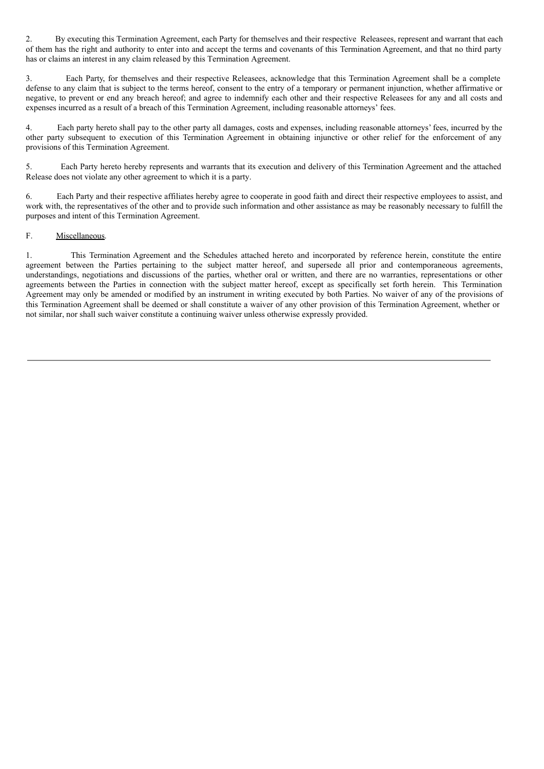2. By executing this Termination Agreement, each Party for themselves and their respective Releasees, represent and warrant that each of them has the right and authority to enter into and accept the terms and covenants of this Termination Agreement, and that no third party has or claims an interest in any claim released by this Termination Agreement.

3. Each Party, for themselves and their respective Releasees, acknowledge that this Termination Agreement shall be a complete defense to any claim that is subject to the terms hereof, consent to the entry of a temporary or permanent injunction, whether affirmative or negative, to prevent or end any breach hereof; and agree to indemnify each other and their respective Releasees for any and all costs and expenses incurred as a result of a breach of this Termination Agreement, including reasonable attorneys' fees.

4. Each party hereto shall pay to the other party all damages, costs and expenses, including reasonable attorneys' fees, incurred by the other party subsequent to execution of this Termination Agreement in obtaining injunctive or other relief for the enforcement of any provisions of this Termination Agreement.

5. Each Party hereto hereby represents and warrants that its execution and delivery of this Termination Agreement and the attached Release does not violate any other agreement to which it is a party.

6. Each Party and their respective affiliates hereby agree to cooperate in good faith and direct their respective employees to assist, and work with, the representatives of the other and to provide such information and other assistance as may be reasonably necessary to fulfill the purposes and intent of this Termination Agreement.

F. Miscellaneous.

1. This Termination Agreement and the Schedules attached hereto and incorporated by reference herein, constitute the entire agreement between the Parties pertaining to the subject matter hereof, and supersede all prior and contemporaneous agreements, understandings, negotiations and discussions of the parties, whether oral or written, and there are no warranties, representations or other agreements between the Parties in connection with the subject matter hereof, except as specifically set forth herein. This Termination Agreement may only be amended or modified by an instrument in writing executed by both Parties. No waiver of any of the provisions of this Termination Agreement shall be deemed or shall constitute a waiver of any other provision of this Termination Agreement, whether or not similar, nor shall such waiver constitute a continuing waiver unless otherwise expressly provided.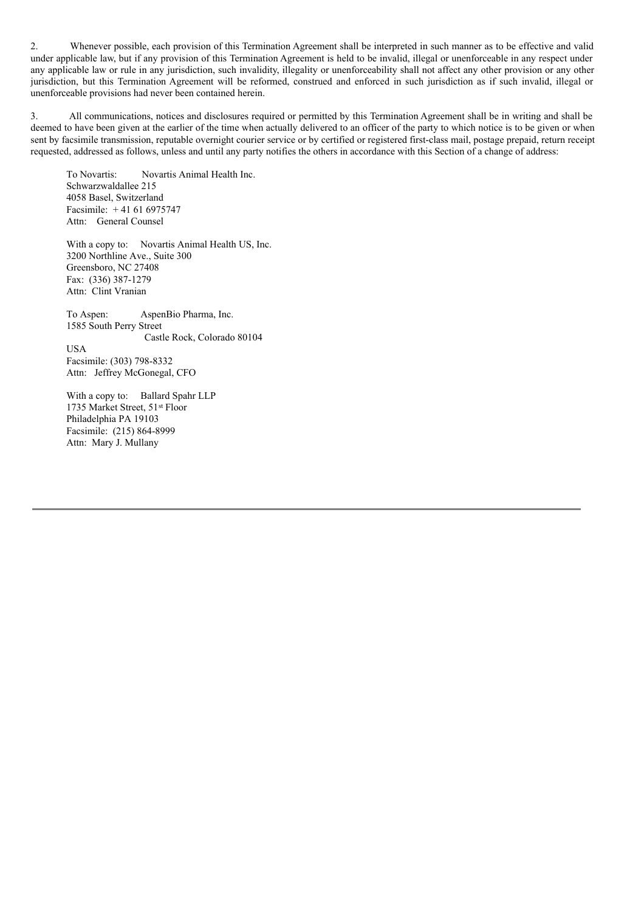2. Whenever possible, each provision of this Termination Agreement shall be interpreted in such manner as to be effective and valid under applicable law, but if any provision of this Termination Agreement is held to be invalid, illegal or unenforceable in any respect under any applicable law or rule in any jurisdiction, such invalidity, illegality or unenforceability shall not affect any other provision or any other jurisdiction, but this Termination Agreement will be reformed, construed and enforced in such jurisdiction as if such invalid, illegal or unenforceable provisions had never been contained herein.

3. All communications, notices and disclosures required or permitted by this Termination Agreement shall be in writing and shall be deemed to have been given at the earlier of the time when actually delivered to an officer of the party to which notice is to be given or when sent by facsimile transmission, reputable overnight courier service or by certified or registered first-class mail, postage prepaid, return receipt requested, addressed as follows, unless and until any party notifies the others in accordance with this Section of a change of address:

To Novartis: Novartis Animal Health Inc.
Schwarzwaldallee 215
4058 Basel, Switzerland
Facsimile: + 41 61 6975747
Attn: General Counsel

With a copy to: Novartis Animal Health US, Inc.
3200 Northline Ave., Suite 300
Greensboro, NC 27408
Fax: (336) 387-1279
Attn: Clint Vranian

To Aspen: AspenBio Pharma, Inc.
1585 South Perry Street
Castle Rock, Colorado 80104
USA
Facsimile: (303) 798-8332
Attn: Jeffrey McGonegal, CFO

With a copy to: Ballard Spahr LLP
1735 Market Street, 51st Floor
Philadelphia PA 19103
Facsimile: (215) 864-8999
Attn: Mary J. Mullany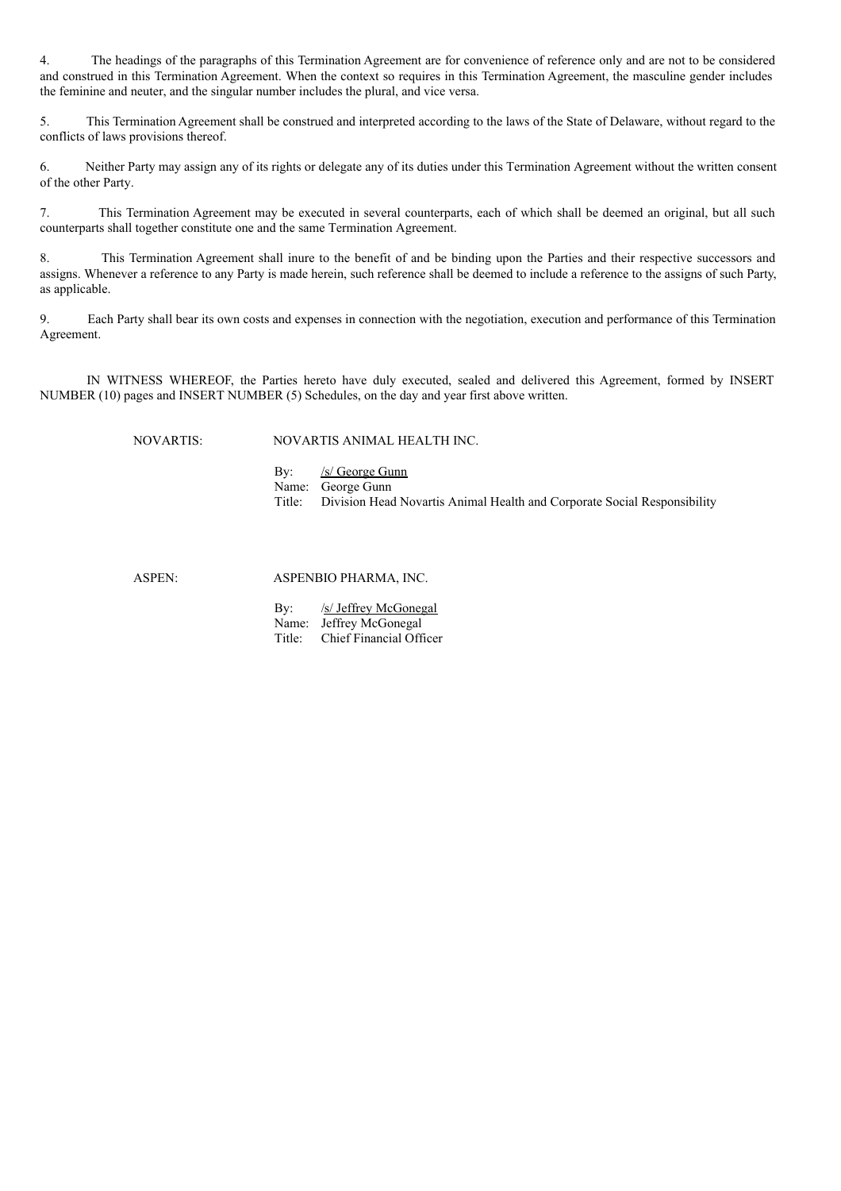4. The headings of the paragraphs of this Termination Agreement are for convenience of reference only and are not to be considered and construed in this Termination Agreement. When the context so requires in this Termination Agreement, the masculine gender includes the feminine and neuter, and the singular number includes the plural, and vice versa.

5. This Termination Agreement shall be construed and interpreted according to the laws of the State of Delaware, without regard to the conflicts of laws provisions thereof.

6. Neither Party may assign any of its rights or delegate any of its duties under this Termination Agreement without the written consent of the other Party.

7. This Termination Agreement may be executed in several counterparts, each of which shall be deemed an original, but all such counterparts shall together constitute one and the same Termination Agreement.

8. This Termination Agreement shall inure to the benefit of and be binding upon the Parties and their respective successors and assigns. Whenever a reference to any Party is made herein, such reference shall be deemed to include a reference to the assigns of such Party, as applicable.

9. Each Party shall bear its own costs and expenses in connection with the negotiation, execution and performance of this Termination Agreement.

IN WITNESS WHEREOF, the Parties hereto have duly executed, sealed and delivered this Agreement, formed by INSERT NUMBER (10) pages and INSERT NUMBER (5) Schedules, on the day and year first above written.

NOVARTIS: NOVARTIS ANIMAL HEALTH INC.

By: /s/ George Gunn
Name: George Gunn
Title: Division Head Novartis Animal Health and Corporate Social Responsibility

ASPEN: ASPENBIO PHARMA, INC.

By: /s/ Jeffrey McGonegal
Name: Jeffrey McGonegal
Title: Chief Financial Officer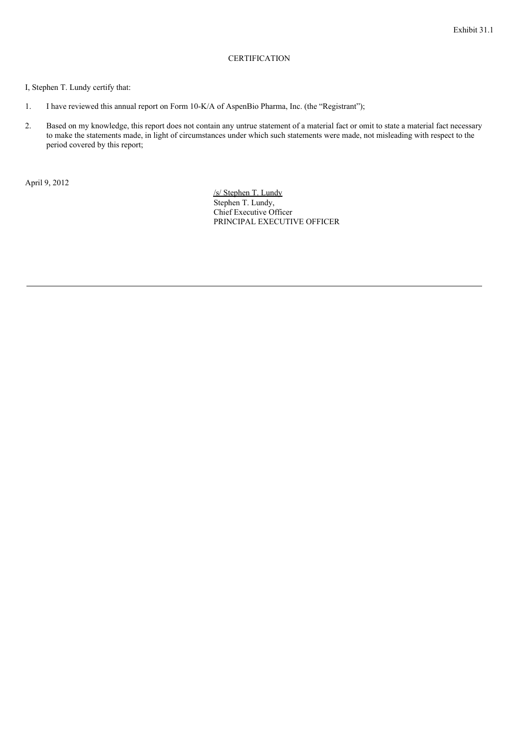Exhibit 31.1

CERTIFICATION

I, Stephen T. Lundy certify that:

1. I have reviewed this annual report on Form 10-K/A of AspenBio Pharma, Inc. (the "Registrant");

2. Based on my knowledge, this report does not contain any untrue statement of a material fact or omit to state a material fact necessary to make the statements made, in light of circumstances under which such statements were made, not misleading with respect to the period covered by this report;

April 9, 2012

/s/ Stephen T. Lundy
Stephen T. Lundy,
Chief Executive Officer
PRINCIPAL EXECUTIVE OFFICER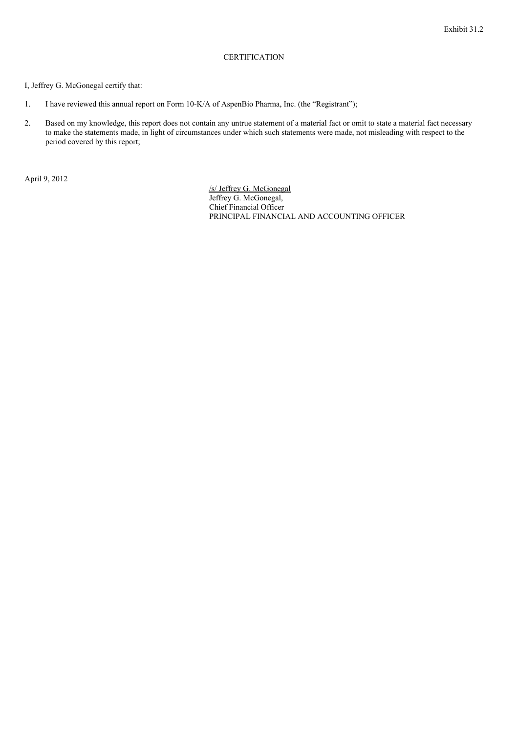Exhibit 31.2

# CERTIFICATION

I, Jeffrey G. McGonegal certify that:

1. I have reviewed this annual report on Form 10-K/A of AspenBio Pharma, Inc. (the "Registrant");
2. Based on my knowledge, this report does not contain any untrue statement of a material fact or omit to state a material fact necessary to make the statements made, in light of circumstances under which such statements were made, not misleading with respect to the period covered by this report;

April 9, 2012

/s/ Jeffrey G. McGonegal
Jeffrey G. McGonegal,
Chief Financial Officer
PRINCIPAL FINANCIAL AND ACCOUNTING OFFICER